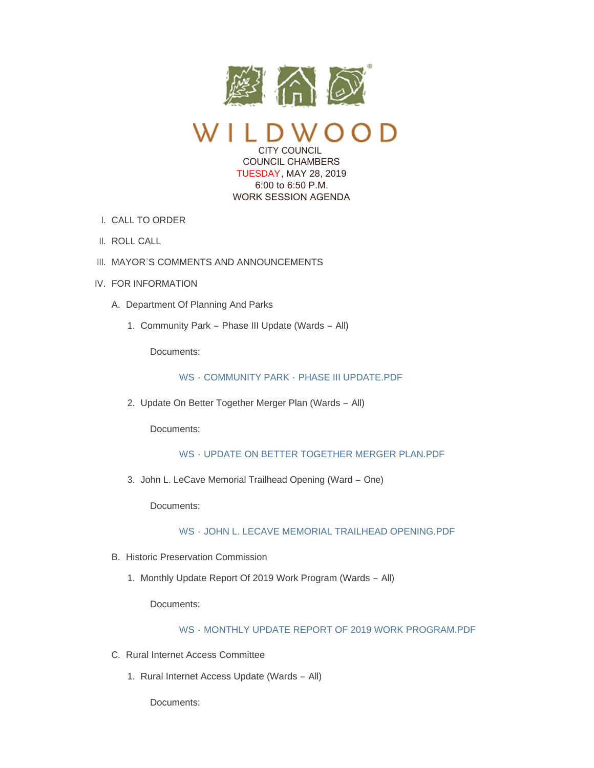# WILDWOOD

CITY COUNCIL
COUNCIL CHAMBERS
TUESDAY, MAY 28, 2019
6:00 to 6:50 P.M.
WORK SESSION AGENDA

I. CALL TO ORDER

II. ROLL CALL

III. MAYOR'S COMMENTS AND ANNOUNCEMENTS

IV. FOR INFORMATION

A. Department Of Planning And Parks

1. Community Park – Phase III Update (Wards – All)

Documents:

WS - COMMUNITY PARK - PHASE III UPDATE.PDF

2. Update On Better Together Merger Plan (Wards – All)

Documents:

WS - UPDATE ON BETTER TOGETHER MERGER PLAN.PDF

3. John L. LeCave Memorial Trailhead Opening (Ward – One)

Documents:

WS - JOHN L. LECAVE MEMORIAL TRAILHEAD OPENING.PDF

B. Historic Preservation Commission

1. Monthly Update Report Of 2019 Work Program (Wards – All)

Documents:

WS - MONTHLY UPDATE REPORT OF 2019 WORK PROGRAM.PDF

C. Rural Internet Access Committee

1. Rural Internet Access Update (Wards – All)

Documents: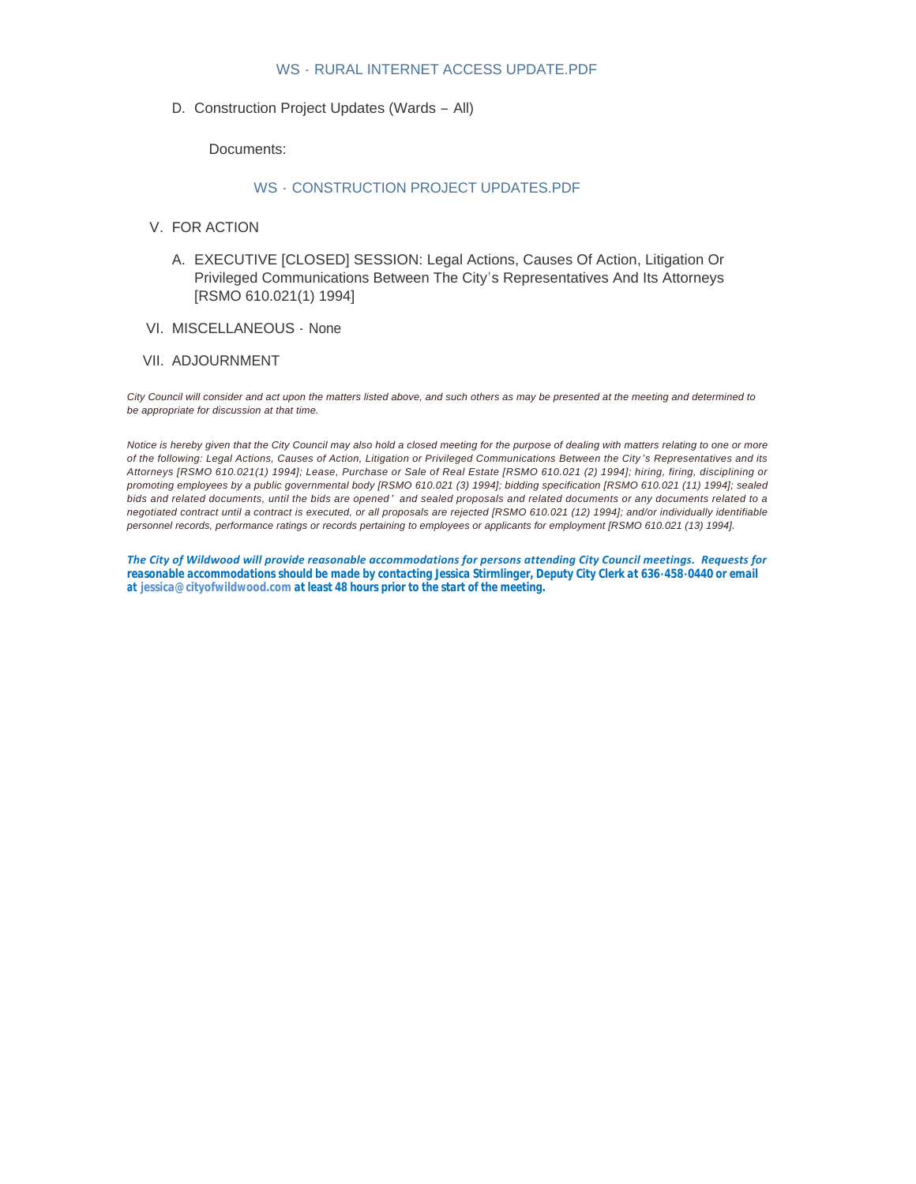WS - RURAL INTERNET ACCESS UPDATE.PDF

D. Construction Project Updates (Wards – All)

Documents:

WS - CONSTRUCTION PROJECT UPDATES.PDF

V. FOR ACTION

A. EXECUTIVE [CLOSED] SESSION: Legal Actions, Causes Of Action, Litigation Or Privileged Communications Between The City's Representatives And Its Attorneys [RSMO 610.021(1) 1994]

VI. MISCELLANEOUS - None

VII. ADJOURNMENT

*City Council will consider and act upon the matters listed above, and such others as may be presented at the meeting and determined to be appropriate for discussion at that time.*

*Notice is hereby given that the City Council may also hold a closed meeting for the purpose of dealing with matters relating to one or more of the following: Legal Actions, Causes of Action, Litigation or Privileged Communications Between the City's Representatives and its Attorneys [RSMO 610.021(1) 1994]; Lease, Purchase or Sale of Real Estate [RSMO 610.021 (2) 1994]; hiring, firing, disciplining or promoting employees by a public governmental body [RSMO 610.021 (3) 1994]; bidding specification [RSMO 610.021 (11) 1994]; sealed bids and related documents, until the bids are opened' and sealed proposals and related documents or any documents related to a negotiated contract until a contract is executed, or all proposals are rejected [RSMO 610.021 (12) 1994]; and/or individually identifiable personnel records, performance ratings or records pertaining to employees or applicants for employment [RSMO 610.021 (13) 1994].*

***The City of Wildwood will provide reasonable accommodations for persons attending City Council meetings. Requests for* reasonable accommodations should be made by contacting Jessica Stirmlinger, Deputy City Clerk at 636-458-0440 or email at jessica@cityofwildwood.com at least 48 hours prior to the start of the meeting.**